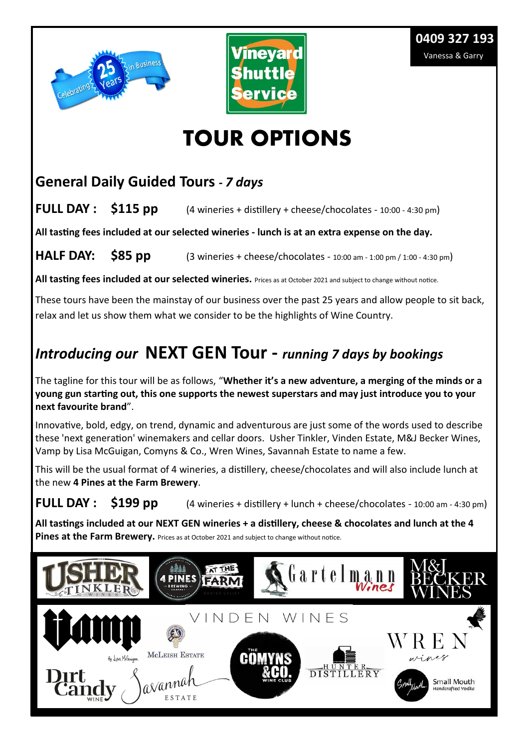Celebrating 25 Years in Business

Vineyard Shuttle Service

**0409 327 193**
Vanessa & Garry

# TOUR OPTIONS

## General Daily Guided Tours - *7 days*

**FULL DAY : $115 pp** (4 wineries + distillery + cheese/chocolates - 10:00 - 4:30 pm)

**All tasting fees included at our selected wineries - lunch is at an extra expense on the day.**

**HALF DAY: $85 pp** (3 wineries + cheese/chocolates - 10:00 am - 1:00 pm / 1:00 - 4:30 pm)

**All tasting fees included at our selected wineries.** Prices as at October 2021 and subject to change without notice.

These tours have been the mainstay of our business over the past 25 years and allow people to sit back, relax and let us show them what we consider to be the highlights of Wine Country.

## *Introducing our* NEXT GEN Tour - *running 7 days by bookings*

The tagline for this tour will be as follows, "**Whether it's a new adventure, a merging of the minds or a young gun starting out, this one supports the newest superstars and may just introduce you to your next favourite brand**".

Innovative, bold, edgy, on trend, dynamic and adventurous are just some of the words used to describe these 'next generation' winemakers and cellar doors. Usher Tinkler, Vinden Estate, M&J Becker Wines, Vamp by Lisa McGuigan, Comyns & Co., Wren Wines, Savannah Estate to name a few.

This will be the usual format of 4 wineries, a distillery, cheese/chocolates and will also include lunch at the new **4 Pines at the Farm Brewery**.

**FULL DAY : $199 pp** (4 wineries + distillery + lunch + cheese/chocolates - 10:00 am - 4:30 pm)

**All tastings included at our NEXT GEN wineries + a distillery, cheese & chocolates and lunch at the 4 Pines at the Farm Brewery.** Prices as at October 2021 and subject to change without notice.

Usher Tinkler Wines · 4 Pines Brewing Company At The Farm · Gartelmann Wines · M&J Becker Wines · Vamp by Lisa McGuigan · McLeish Estate · Vinden Wines · Comyns & Co. Wine Club · Hunter Distillery · Wren Wines · Dirt Candy Wine · Savannah Estate · Small Mouth Handcrafted Vodka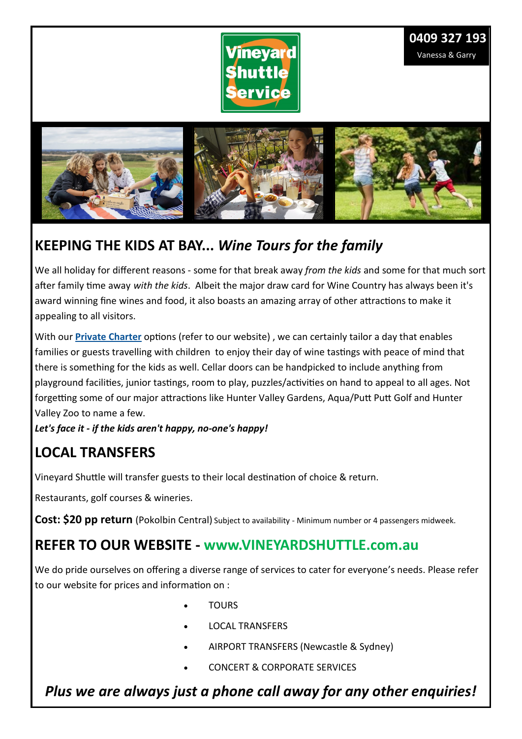Vineyard Shuttle Service

**0409 327 193**
Vanessa & Garry

## KEEPING THE KIDS AT BAY... *Wine Tours for the family*

We all holiday for different reasons - some for that break away *from the kids* and some for that much sort after family time away *with the kids*. Albeit the major draw card for Wine Country has always been it's award winning fine wines and food, it also boasts an amazing array of other attractions to make it appealing to all visitors.

With our **Private Charter** options (refer to our website) , we can certainly tailor a day that enables families or guests travelling with children to enjoy their day of wine tastings with peace of mind that there is something for the kids as well. Cellar doors can be handpicked to include anything from playground facilities, junior tastings, room to play, puzzles/activities on hand to appeal to all ages. Not forgetting some of our major attractions like Hunter Valley Gardens, Aqua/Putt Putt Golf and Hunter Valley Zoo to name a few.

***Let's face it - if the kids aren't happy, no-one's happy!***

## LOCAL TRANSFERS

Vineyard Shuttle will transfer guests to their local destination of choice & return.

Restaurants, golf courses & wineries.

**Cost: $20 pp return** (Pokolbin Central) Subject to availability - Minimum number or 4 passengers midweek.

## REFER TO OUR WEBSITE - www.VINEYARDSHUTTLE.com.au

We do pride ourselves on offering a diverse range of services to cater for everyone's needs. Please refer to our website for prices and information on :

- TOURS
- LOCAL TRANSFERS
- AIRPORT TRANSFERS (Newcastle & Sydney)
- CONCERT & CORPORATE SERVICES

***Plus we are always just a phone call away for any other enquiries!***